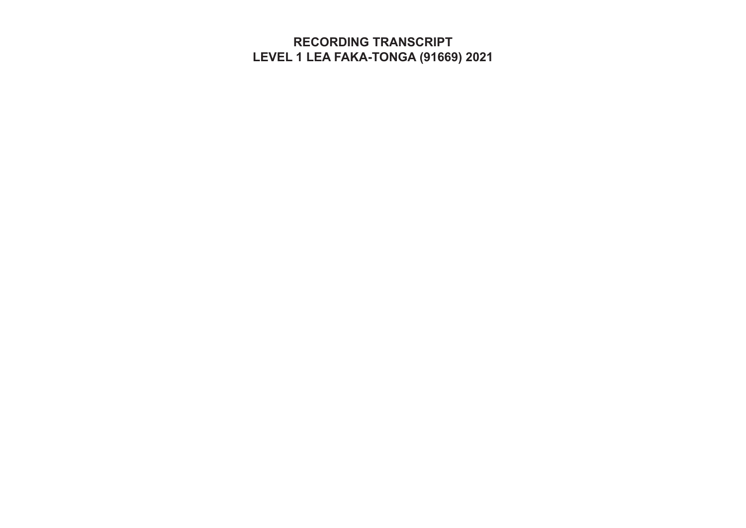# RECORDING TRANSCRIPT
# LEVEL 1 LEA FAKA-TONGA (91669) 2021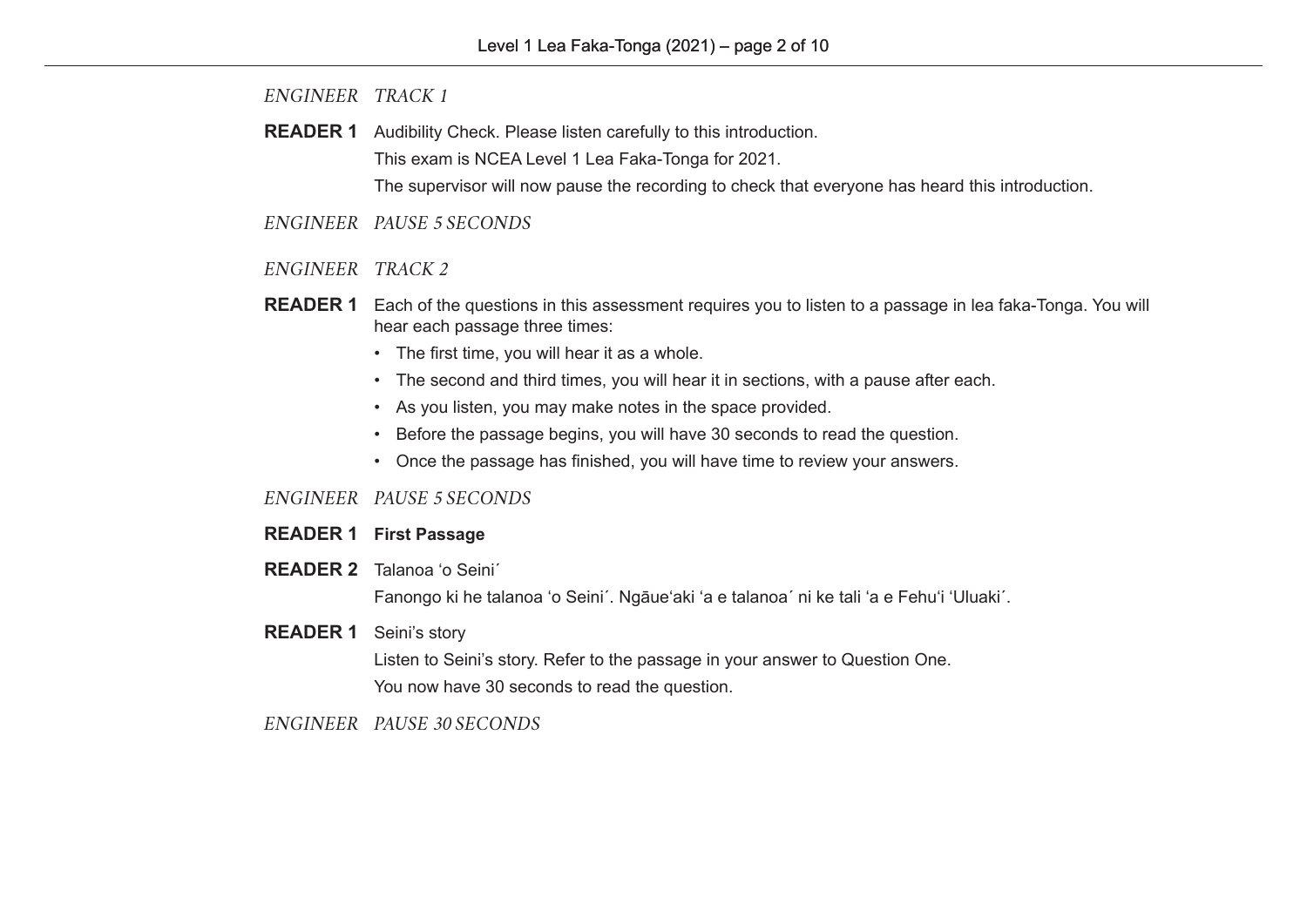*ENGINEER TRACK 1*

**READER 1** Audibility Check. Please listen carefully to this introduction.

This exam is NCEA Level 1 Lea Faka-Tonga for 2021.

The supervisor will now pause the recording to check that everyone has heard this introduction.

*ENGINEER PAUSE 5 SECONDS*

*ENGINEER TRACK 2*

**READER 1** Each of the questions in this assessment requires you to listen to a passage in lea faka-Tonga. You will hear each passage three times:

- The first time, you will hear it as a whole.
- The second and third times, you will hear it in sections, with a pause after each.
- As you listen, you may make notes in the space provided.
- Before the passage begins, you will have 30 seconds to read the question.
- Once the passage has finished, you will have time to review your answers.

*ENGINEER PAUSE 5 SECONDS*

**READER 1** **First Passage**

**READER 2** Talanoa ʻo Seini´

Fanongo ki he talanoa ʻo Seini´. Ngāueʻaki ʻa e talanoa´ ni ke tali ʻa e Fehuʻi ʻUluaki´.

**READER 1** Seini's story

Listen to Seini's story. Refer to the passage in your answer to Question One.

You now have 30 seconds to read the question.

*ENGINEER PAUSE 30 SECONDS*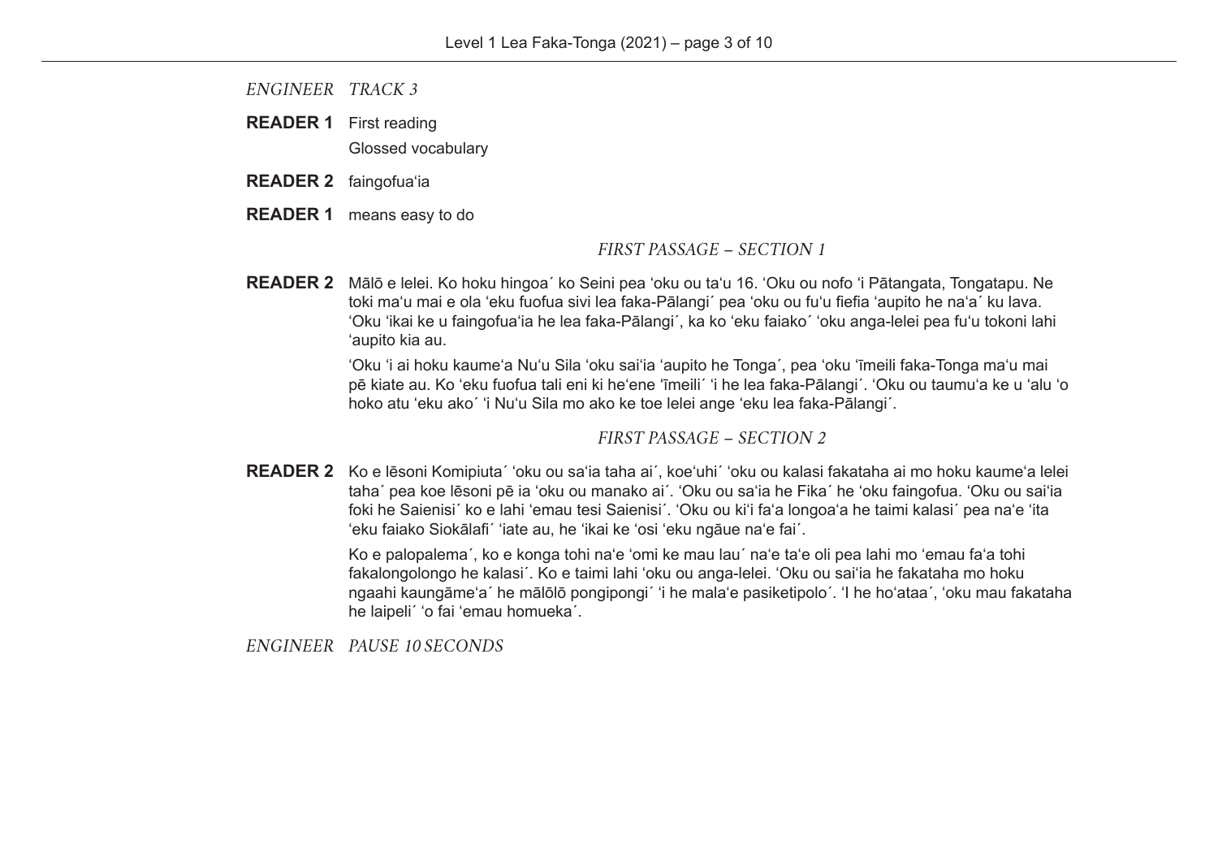*ENGINEER TRACK 3*

**READER 1** First reading

Glossed vocabulary

**READER 2** faingofuaʻia

**READER 1** means easy to do

*FIRST PASSAGE – SECTION 1*

**READER 2** Mālō e lelei. Ko hoku hingoa´ ko Seini pea ʻoku ou taʻu 16. ʻOku ou nofo ʻi Pātangata, Tongatapu. Ne toki maʻu mai e ola ʻeku fuofua sivi lea faka-Pālangi´ pea ʻoku ou fuʻu fiefia ʻaupito he naʻa´ ku lava. ʻOku ʻikai ke u faingofuaʻia he lea faka-Pālangi´, ka ko ʻeku faiako´ ʻoku anga-lelei pea fuʻu tokoni lahi ʻaupito kia au.

ʻOku ʻi ai hoku kaumeʻa Nuʻu Sila ʻoku saiʻia ʻaupito he Tonga´, pea ʻoku ʻīmeili faka-Tonga maʻu mai pē kiate au. Ko ʻeku fuofua tali eni ki heʻene ʻīmeili´ ʻi he lea faka-Pālangi´. ʻOku ou taumuʻa ke u ʻalu ʻo hoko atu ʻeku ako´ ʻi Nuʻu Sila mo ako ke toe lelei ange ʻeku lea faka-Pālangi´.

*FIRST PASSAGE – SECTION 2*

**READER 2** Ko e lēsoni Komipiuta´ ʻoku ou saʻia taha ai´, koeʻuhi´ ʻoku ou kalasi fakataha ai mo hoku kaumeʻa lelei taha´ pea koe lēsoni pē ia ʻoku ou manako ai´. ʻOku ou saʻia he Fika´ he ʻoku faingofua. ʻOku ou saiʻia foki he Saienisi´ ko e lahi ʻemau tesi Saienisi´. ʻOku ou kiʻi faʻa longoaʻa he taimi kalasi´ pea naʻe ʻita ʻeku faiako Siokālafi´ ʻiate au, he ʻikai ke ʻosi ʻeku ngāue naʻe fai´.

Ko e palopalema´, ko e konga tohi naʻe ʻomi ke mau lau´ naʻe taʻe oli pea lahi mo ʻemau faʻa tohi fakalongolongo he kalasi´. Ko e taimi lahi ʻoku ou anga-lelei. ʻOku ou saiʻia he fakataha mo hoku ngaahi kaungāmeʻa´ he mālōlō pongipongi´ ʻi he malaʻe pasiketipolo´. ʻI he hoʻataa´, ʻoku mau fakataha he laipeli´ ʻo fai ʻemau homueka´.

*ENGINEER PAUSE 10 SECONDS*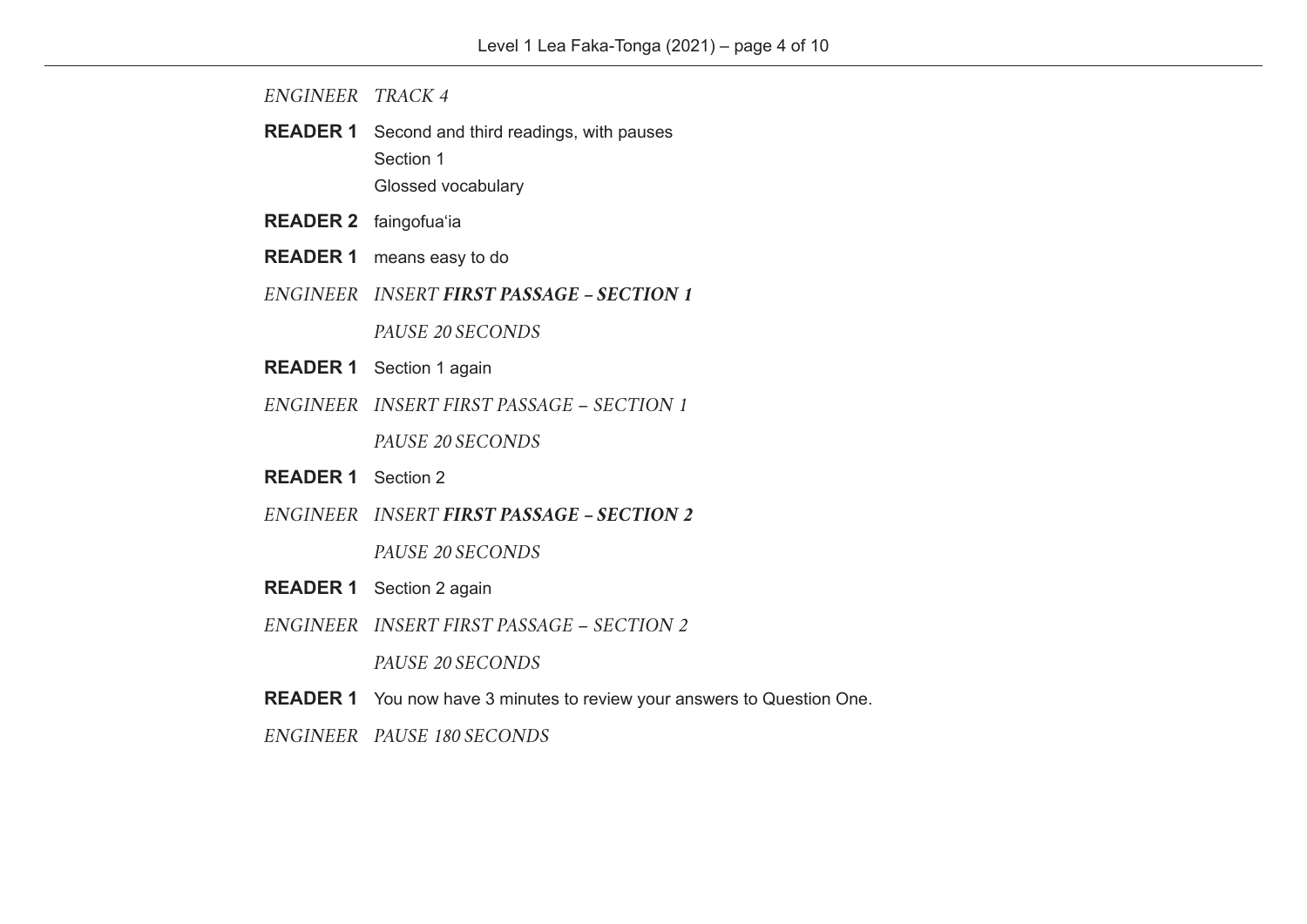*ENGINEER* *TRACK 4*

**READER 1** Second and third readings, with pauses
Section 1
Glossed vocabulary

**READER 2** faingofuaʻia

**READER 1** means easy to do

*ENGINEER* *INSERT **FIRST PASSAGE – SECTION 1***

*PAUSE 20 SECONDS*

**READER 1** Section 1 again

*ENGINEER* *INSERT FIRST PASSAGE – SECTION 1*

*PAUSE 20 SECONDS*

**READER 1** Section 2

*ENGINEER* *INSERT **FIRST PASSAGE – SECTION 2***

*PAUSE 20 SECONDS*

**READER 1** Section 2 again

*ENGINEER* *INSERT FIRST PASSAGE – SECTION 2*

*PAUSE 20 SECONDS*

**READER 1** You now have 3 minutes to review your answers to Question One.

*ENGINEER* *PAUSE 180 SECONDS*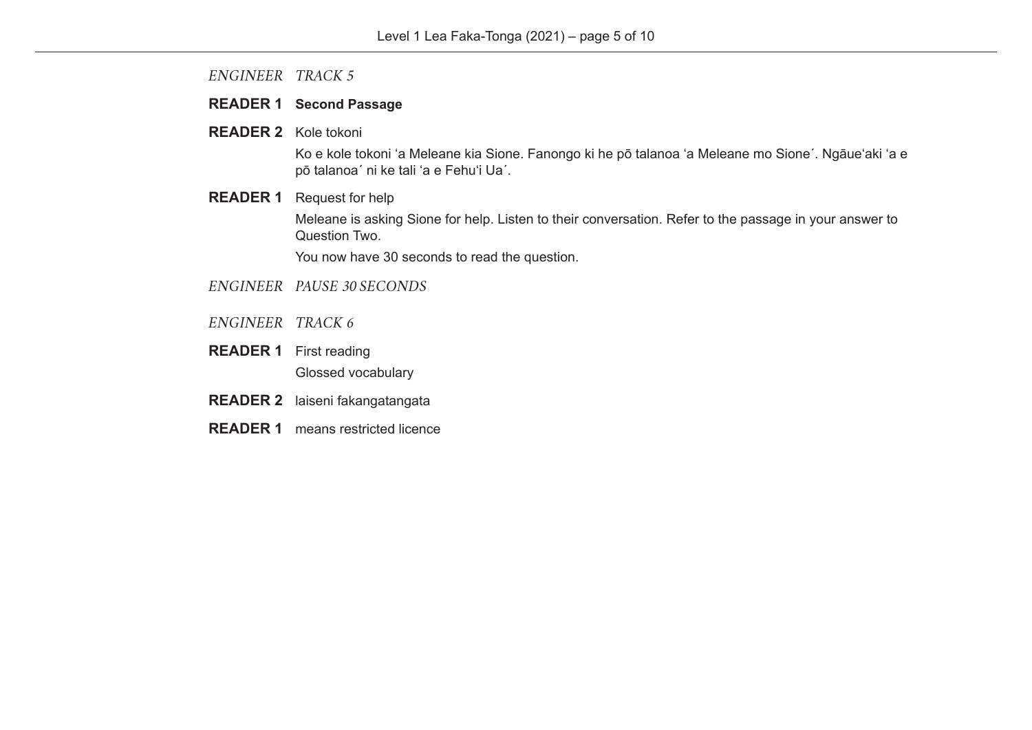*ENGINEER* *TRACK 5*

**READER 1** **Second Passage**

**READER 2** Kole tokoni

Ko e kole tokoni ‘a Meleane kia Sione. Fanongo ki he pō talanoa ‘a Meleane mo Sione´. Ngāue‘aki ‘a e pō talanoa´ ni ke tali ‘a e Fehu‘i Ua´.

**READER 1** Request for help

Meleane is asking Sione for help. Listen to their conversation. Refer to the passage in your answer to Question Two.

You now have 30 seconds to read the question.

*ENGINEER* *PAUSE 30 SECONDS*

*ENGINEER* *TRACK 6*

**READER 1** First reading

Glossed vocabulary

**READER 2** laiseni fakangatangata

**READER 1** means restricted licence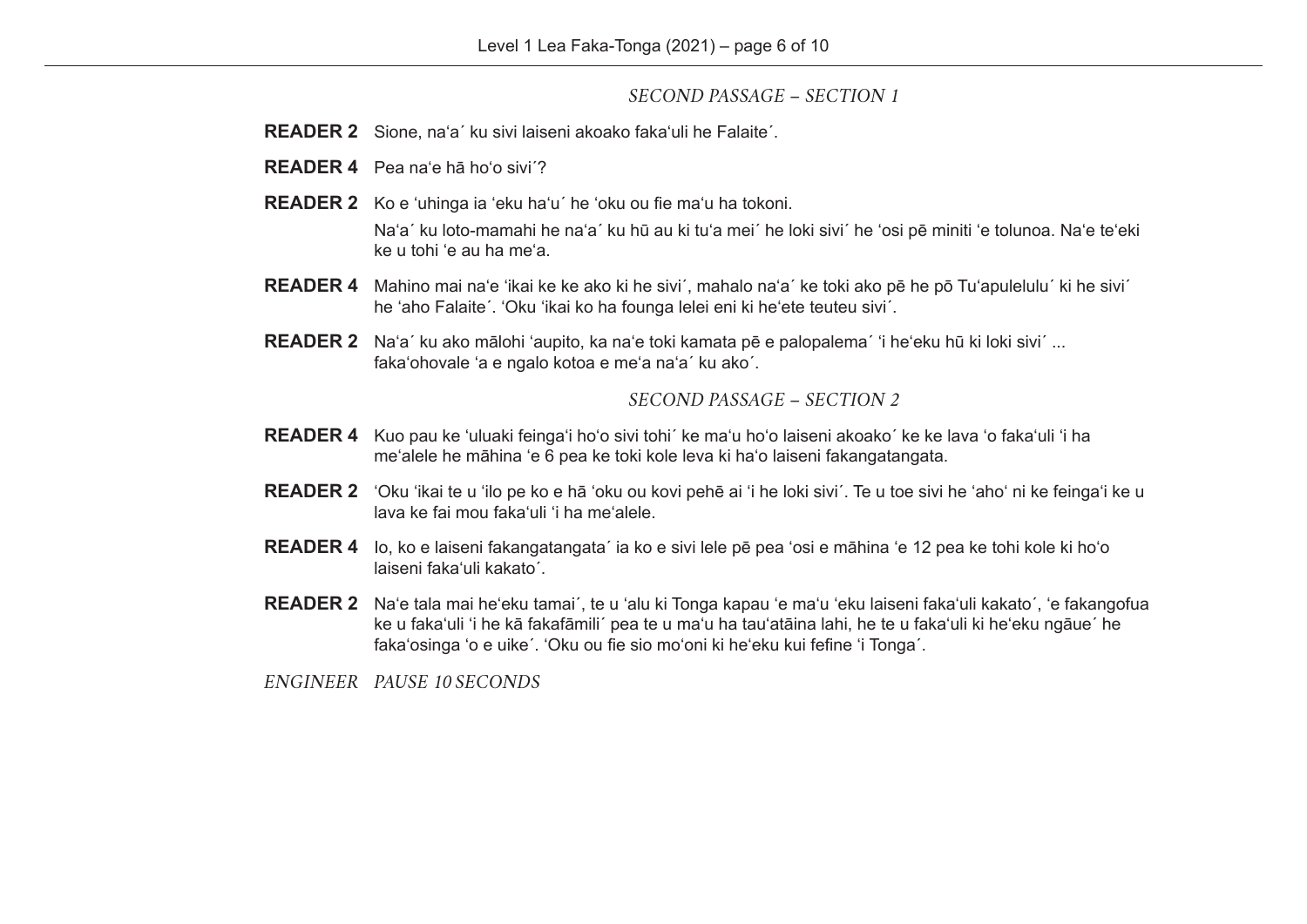*SECOND PASSAGE – SECTION 1*

**READER 2** Sione, naʻa´ ku sivi laiseni akoako fakaʻuli he Falaite´.

**READER 4** Pea naʻe hā hoʻo sivi´?

**READER 2** Ko e ʻuhinga ia ʻeku haʻu´ he ʻoku ou fie maʻu ha tokoni.

Naʻa´ ku loto-mamahi he naʻa´ ku hū au ki tuʻa mei´ he loki sivi´ he ʻosi pē miniti ʻe tolunoa. Naʻe teʻeki ke u tohi ʻe au ha meʻa.

**READER 4** Mahino mai naʻe ʻikai ke ke ako ki he sivi´, mahalo naʻa´ ke toki ako pē he pō Tuʻapulelulu´ ki he sivi´ he ʻaho Falaite´. ʻOku ʻikai ko ha founga lelei eni ki heʻete teuteu sivi´.

**READER 2** Naʻa´ ku ako mālohi ʻaupito, ka naʻe toki kamata pē e palopalema´ ʻi heʻeku hū ki loki sivi´ ... fakaʻohovale ʻa e ngalo kotoa e meʻa naʻa´ ku ako´.

*SECOND PASSAGE – SECTION 2*

**READER 4** Kuo pau ke ʻuluaki feingaʻi hoʻo sivi tohi´ ke maʻu hoʻo laiseni akoako´ ke ke lava ʻo fakaʻuli ʻi ha meʻalele he māhina ʻe 6 pea ke toki kole leva ki haʻo laiseni fakangatangata.

**READER 2** ʻOku ʻikai te u ʻilo pe ko e hā ʻoku ou kovi pehē ai ʻi he loki sivi´. Te u toe sivi he ʻahoʻ ni ke feingaʻi ke u lava ke fai mou fakaʻuli ʻi ha meʻalele.

**READER 4** Io, ko e laiseni fakangatangata´ ia ko e sivi lele pē pea ʻosi e māhina ʻe 12 pea ke tohi kole ki hoʻo laiseni fakaʻuli kakato´.

**READER 2** Naʻe tala mai heʻeku tamai´, te u ʻalu ki Tonga kapau ʻe maʻu ʻeku laiseni fakaʻuli kakato´, ʻe fakangofua ke u fakaʻuli ʻi he kā fakafāmili´ pea te u maʻu ha tauʻatāina lahi, he te u fakaʻuli ki heʻeku ngāue´ he fakaʻosinga ʻo e uike´. ʻOku ou fie sio moʻoni ki heʻeku kui fefine ʻi Tonga´.

*ENGINEER PAUSE 10 SECONDS*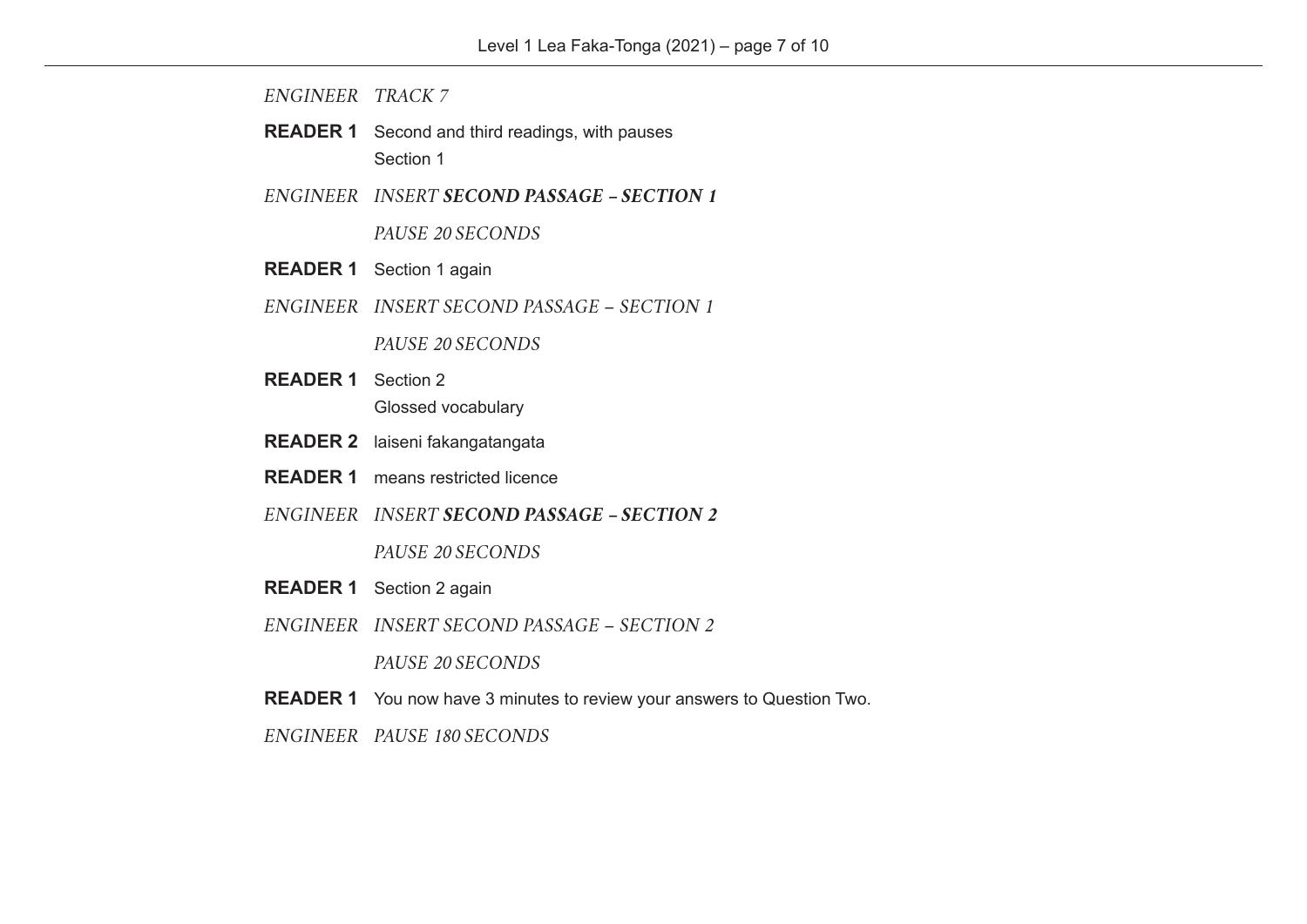*ENGINEER* *TRACK 7*

**READER 1** Second and third readings, with pauses
Section 1

*ENGINEER* *INSERT* ***SECOND PASSAGE – SECTION 1***

*PAUSE 20 SECONDS*

**READER 1** Section 1 again

*ENGINEER* *INSERT SECOND PASSAGE – SECTION 1*

*PAUSE 20 SECONDS*

**READER 1** Section 2
Glossed vocabulary

**READER 2** laiseni fakangatangata

**READER 1** means restricted licence

*ENGINEER* *INSERT* ***SECOND PASSAGE – SECTION 2***

*PAUSE 20 SECONDS*

**READER 1** Section 2 again

*ENGINEER* *INSERT SECOND PASSAGE – SECTION 2*

*PAUSE 20 SECONDS*

**READER 1** You now have 3 minutes to review your answers to Question Two.

*ENGINEER* *PAUSE 180 SECONDS*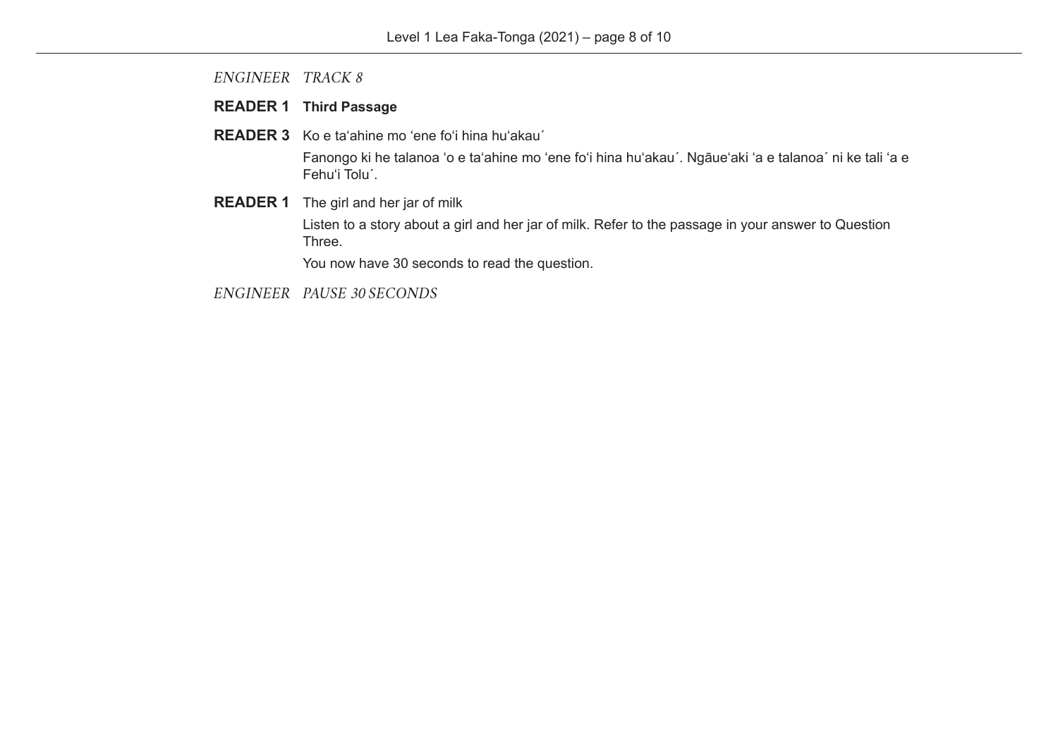*ENGINEER* *TRACK 8*

**READER 1** **Third Passage**

**READER 3** Ko e taʻahine mo ʻene foʻi hina huʻakau´

Fanongo ki he talanoa ʻo e taʻahine mo ʻene foʻi hina huʻakau´. Ngāueʻaki ʻa e talanoa´ ni ke tali ʻa e Fehuʻi Tolu´.

**READER 1** The girl and her jar of milk

Listen to a story about a girl and her jar of milk. Refer to the passage in your answer to Question Three.

You now have 30 seconds to read the question.

*ENGINEER* *PAUSE 30 SECONDS*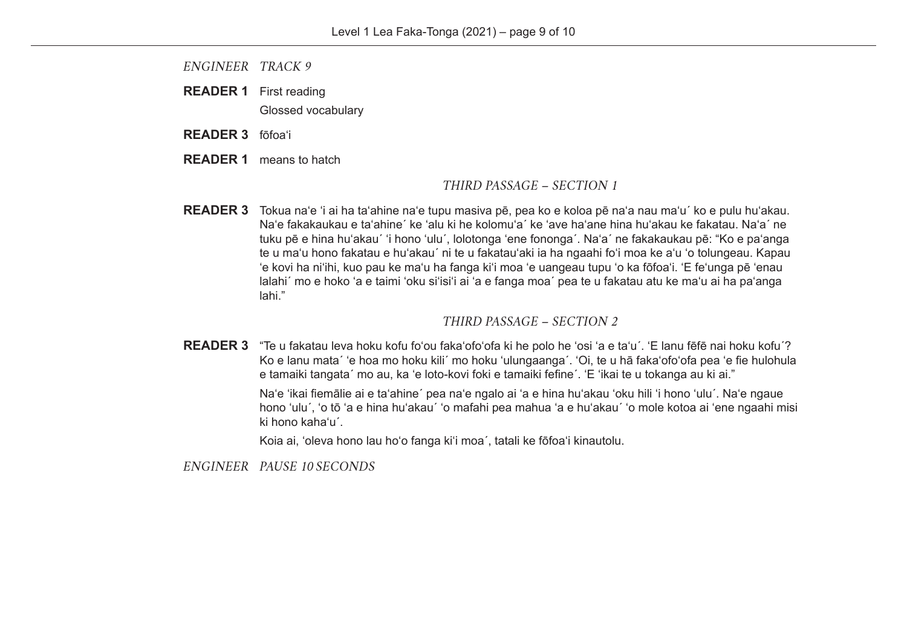*ENGINEER TRACK 9*

**READER 1** First reading

Glossed vocabulary

**READER 3** fōfoaʻi

**READER 1** means to hatch

*THIRD PASSAGE – SECTION 1*

**READER 3** Tokua naʻe ʻi ai ha taʻahine naʻe tupu masiva pē, pea ko e koloa pē naʻa nau maʻu´ ko e pulu huʻakau. Naʻe fakakaukau e taʻahine´ ke ʻalu ki he kolomuʻa´ ke ʻave haʻane hina huʻakau ke fakatau. Naʻa´ ne tuku pē e hina huʻakau´ ʻi hono ʻulu´, lolotonga ʻene fononga´. Naʻa´ ne fakakaukau pē: "Ko e paʻanga te u maʻu hono fakatau e huʻakau´ ni te u fakatauʻaki ia ha ngaahi foʻi moa ke aʻu ʻo tolungeau. Kapau ʻe kovi ha niʻihi, kuo pau ke maʻu ha fanga kiʻi moa ʻe uangeau tupu ʻo ka fōfoaʻi. ʻE feʻunga pē ʻenau lalahi´ mo e hoko ʻa e taimi ʻoku siʻisiʻi ai ʻa e fanga moa´ pea te u fakatau atu ke maʻu ai ha paʻanga lahi."

*THIRD PASSAGE – SECTION 2*

**READER 3** "Te u fakatau leva hoku kofu foʻou fakaʻofoʻofa ki he polo he ʻosi ʻa e taʻu´. ʻE lanu fēfē nai hoku kofu´? Ko e lanu mata´ ʻe hoa mo hoku kili´ mo hoku ʻulungaanga´. ʻOi, te u hā fakaʻofoʻofa pea ʻe fie hulohula e tamaiki tangata´ mo au, ka ʻe loto-kovi foki e tamaiki fefine´. ʻE ʻikai te u tokanga au ki ai."

Naʻe ʻikai fiemālie ai e taʻahine´ pea naʻe ngalo ai ʻa e hina huʻakau ʻoku hili ʻi hono ʻulu´. Naʻe ngaue hono ʻulu´, ʻo tō ʻa e hina huʻakau´ ʻo mafahi pea mahua ʻa e huʻakau´ ʻo mole kotoa ai ʻene ngaahi misi ki hono kahaʻu´.

Koia ai, ʻoleva hono lau hoʻo fanga kiʻi moa´, tatali ke fōfoaʻi kinautolu.

*ENGINEER PAUSE 10 SECONDS*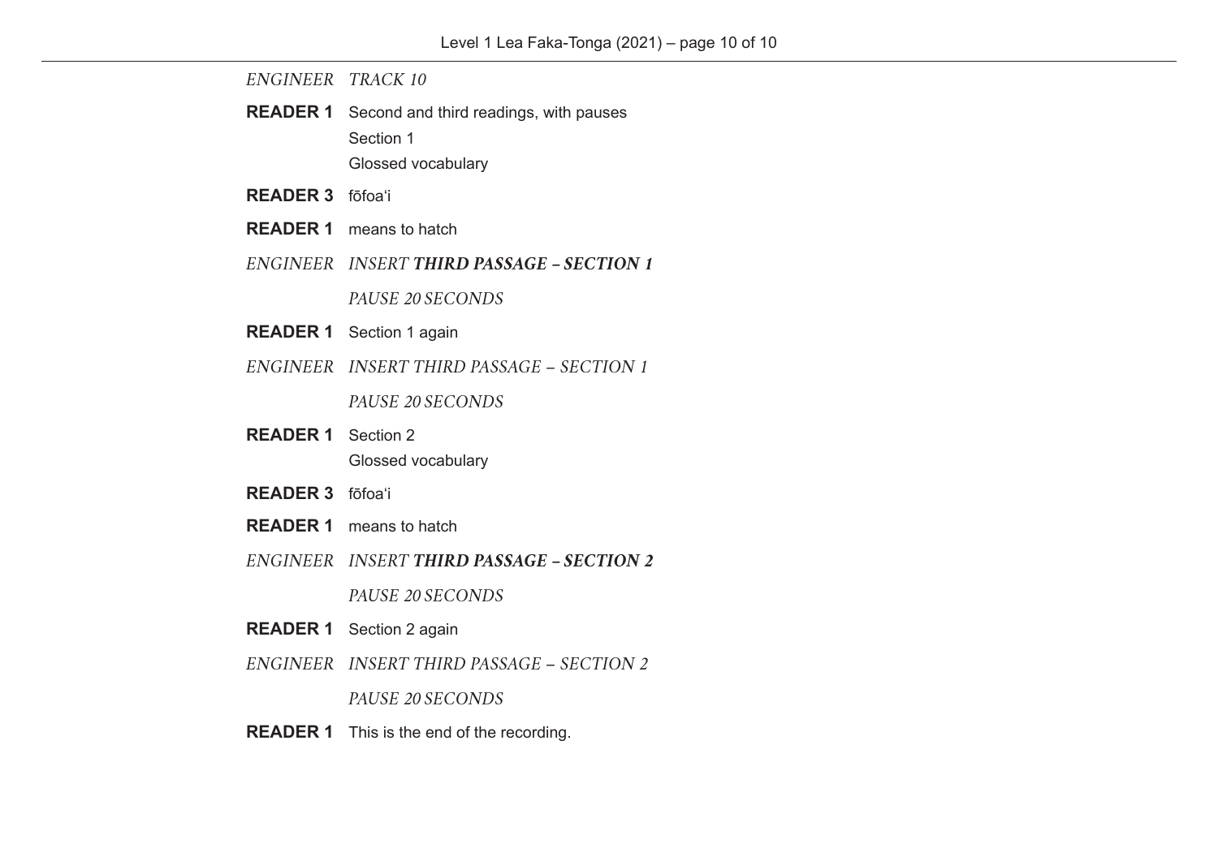*ENGINEER* *TRACK 10*

**READER 1** Second and third readings, with pauses
Section 1
Glossed vocabulary

**READER 3** fōfoaʻi

**READER 1** means to hatch

*ENGINEER* *INSERT* ***THIRD PASSAGE – SECTION 1***

*PAUSE 20 SECONDS*

**READER 1** Section 1 again

*ENGINEER* *INSERT THIRD PASSAGE – SECTION 1*

*PAUSE 20 SECONDS*

**READER 1** Section 2
Glossed vocabulary

**READER 3** fōfoaʻi

**READER 1** means to hatch

*ENGINEER* *INSERT* ***THIRD PASSAGE – SECTION 2***

*PAUSE 20 SECONDS*

**READER 1** Section 2 again

*ENGINEER* *INSERT THIRD PASSAGE – SECTION 2*

*PAUSE 20 SECONDS*

**READER 1** This is the end of the recording.